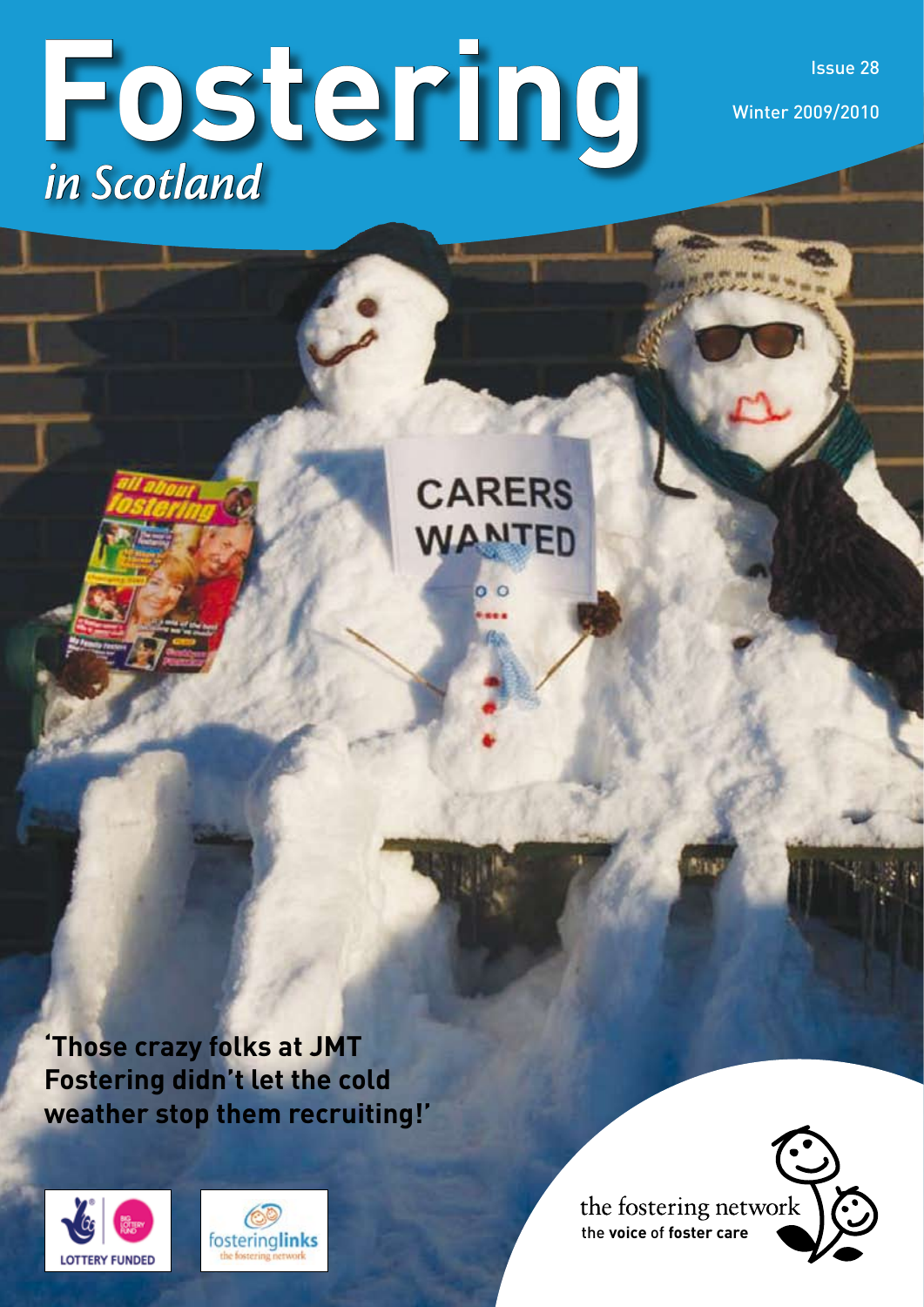# Fostering
## *in Scotland*

Issue 28

Winter 2009/2010

**'Those crazy folks at JMT Fostering didn't let the cold weather stop them recruiting!'**

LOTTERY FUNDED

fosteringlinks

the fostering network

the **voice** of **foster care**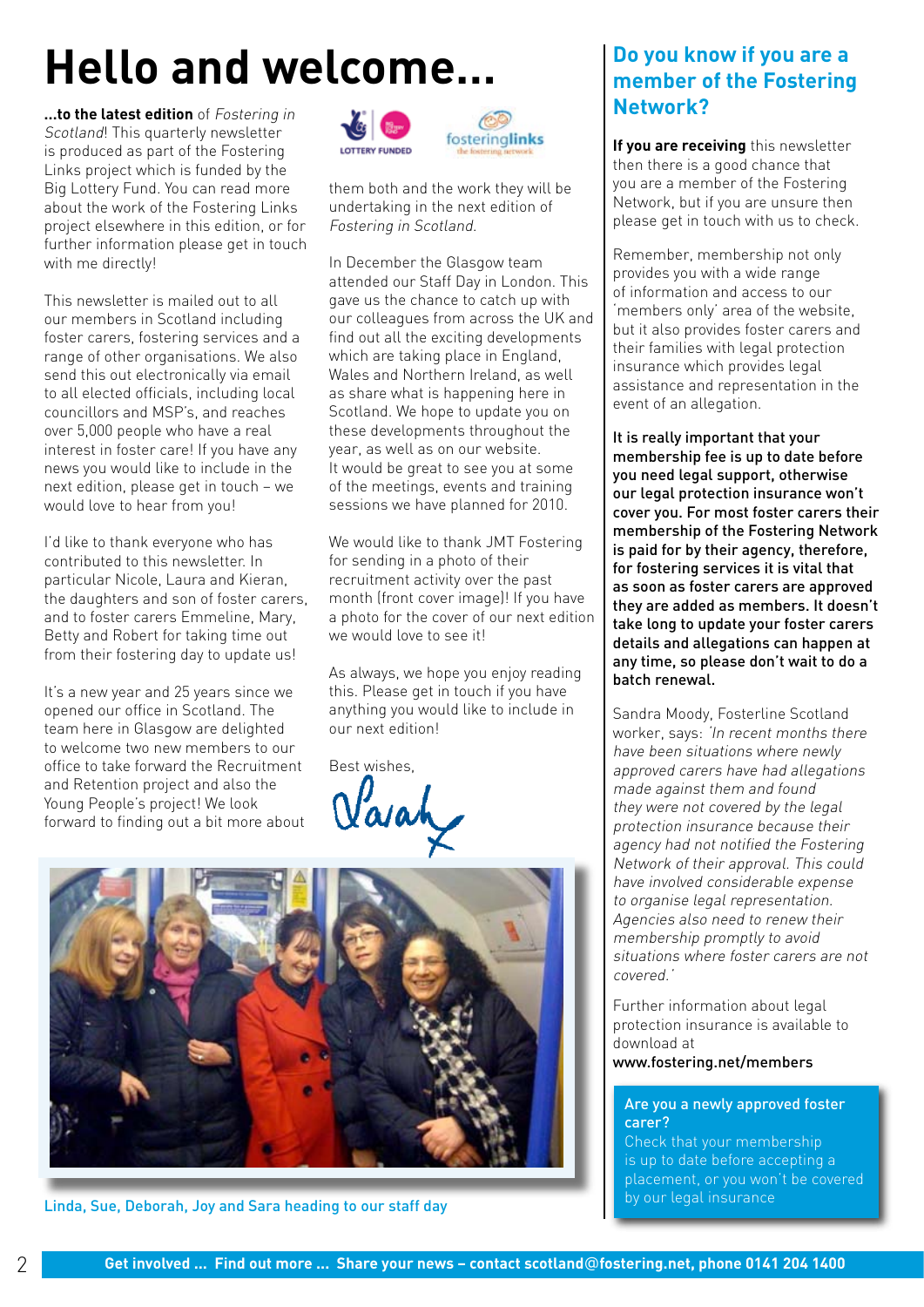# Hello and welcome...

**...to the latest edition** of *Fostering in Scotland*! This quarterly newsletter is produced as part of the Fostering Links project which is funded by the Big Lottery Fund. You can read more about the work of the Fostering Links project elsewhere in this edition, or for further information please get in touch with me directly!

This newsletter is mailed out to all our members in Scotland including foster carers, fostering services and a range of other organisations. We also send this out electronically via email to all elected officials, including local councillors and MSP's, and reaches over 5,000 people who have a real interest in foster care! If you have any news you would like to include in the next edition, please get in touch – we would love to hear from you!

I'd like to thank everyone who has contributed to this newsletter. In particular Nicole, Laura and Kieran, the daughters and son of foster carers, and to foster carers Emmeline, Mary, Betty and Robert for taking time out from their fostering day to update us!

It's a new year and 25 years since we opened our office in Scotland. The team here in Glasgow are delighted to welcome two new members to our office to take forward the Recruitment and Retention project and also the Young People's project! We look forward to finding out a bit more about them both and the work they will be undertaking in the next edition of *Fostering in Scotland*.

In December the Glasgow team attended our Staff Day in London. This gave us the chance to catch up with our colleagues from across the UK and find out all the exciting developments which are taking place in England, Wales and Northern Ireland, as well as share what is happening here in Scotland. We hope to update you on these developments throughout the year, as well as on our website. It would be great to see you at some of the meetings, events and training sessions we have planned for 2010.

We would like to thank JMT Fostering for sending in a photo of their recruitment activity over the past month (front cover image)! If you have a photo for the cover of our next edition we would love to see it!

As always, we hope you enjoy reading this. Please get in touch if you have anything you would like to include in our next edition!

Best wishes,

Sarah

Linda, Sue, Deborah, Joy and Sara heading to our staff day

## Do you know if you are a member of the Fostering Network?

**If you are receiving** this newsletter then there is a good chance that you are a member of the Fostering Network, but if you are unsure then please get in touch with us to check.

Remember, membership not only provides you with a wide range of information and access to our 'members only' area of the website, but it also provides foster carers and their families with legal protection insurance which provides legal assistance and representation in the event of an allegation.

**It is really important that your membership fee is up to date before you need legal support, otherwise our legal protection insurance won't cover you. For most foster carers their membership of the Fostering Network is paid for by their agency, therefore, for fostering services it is vital that as soon as foster carers are approved they are added as members. It doesn't take long to update your foster carers details and allegations can happen at any time, so please don't wait to do a batch renewal.**

Sandra Moody, Fosterline Scotland worker, says: *'In recent months there have been situations where newly approved carers have had allegations made against them and found they were not covered by the legal protection insurance because their agency had not notified the Fostering Network of their approval. This could have involved considerable expense to organise legal representation. Agencies also need to renew their membership promptly to avoid situations where foster carers are not covered.'*

Further information about legal protection insurance is available to download at **www.fostering.net/members**

**Are you a newly approved foster carer?**
Check that your membership is up to date before accepting a placement, or you won't be covered by our legal insurance

**Get involved ... Find out more ... Share your news – contact scotland@fostering.net, phone 0141 204 1400**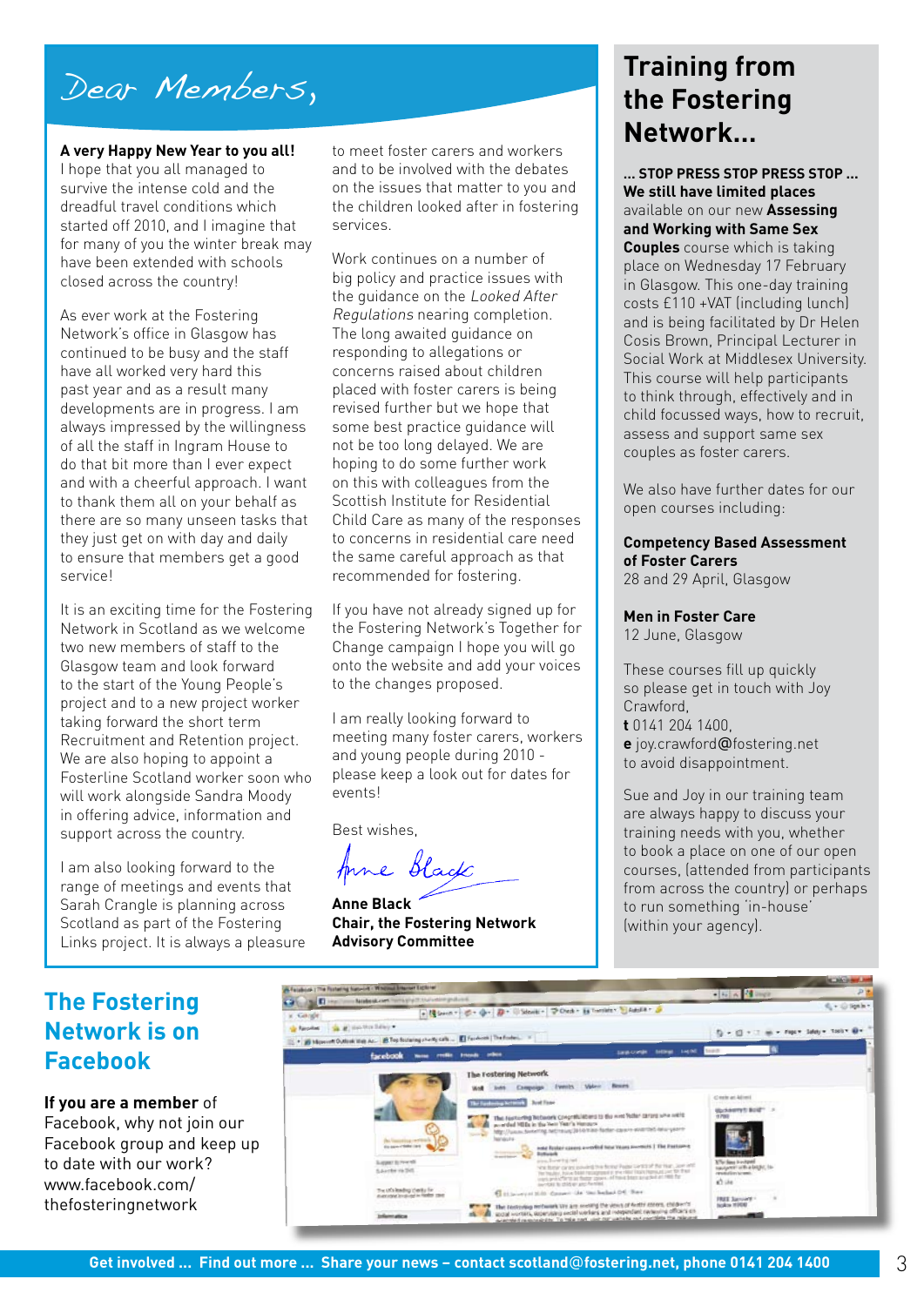# Dear Members,

**A very Happy New Year to you all!**
I hope that you all managed to survive the intense cold and the dreadful travel conditions which started off 2010, and I imagine that for many of you the winter break may have been extended with schools closed across the country!

As ever work at the Fostering Network's office in Glasgow has continued to be busy and the staff have all worked very hard this past year and as a result many developments are in progress. I am always impressed by the willingness of all the staff in Ingram House to do that bit more than I ever expect and with a cheerful approach. I want to thank them all on your behalf as there are so many unseen tasks that they just get on with day and daily to ensure that members get a good service!

It is an exciting time for the Fostering Network in Scotland as we welcome two new members of staff to the Glasgow team and look forward to the start of the Young People's project and to a new project worker taking forward the short term Recruitment and Retention project. We are also hoping to appoint a Fosterline Scotland worker soon who will work alongside Sandra Moody in offering advice, information and support across the country.

I am also looking forward to the range of meetings and events that Sarah Crangle is planning across Scotland as part of the Fostering Links project. It is always a pleasure to meet foster carers and workers and to be involved with the debates on the issues that matter to you and the children looked after in fostering services.

Work continues on a number of big policy and practice issues with the guidance on the *Looked After Regulations* nearing completion. The long awaited guidance on responding to allegations or concerns raised about children placed with foster carers is being revised further but we hope that some best practice guidance will not be too long delayed. We are hoping to do some further work on this with colleagues from the Scottish Institute for Residential Child Care as many of the responses to concerns in residential care need the same careful approach as that recommended for fostering.

If you have not already signed up for the Fostering Network's Together for Change campaign I hope you will go onto the website and add your voices to the changes proposed.

I am really looking forward to meeting many foster carers, workers and young people during 2010 - please keep a look out for dates for events!

Best wishes,

Anne Black

**Anne Black**
**Chair, the Fostering Network Advisory Committee**

# Training from the Fostering Network...

**... STOP PRESS STOP PRESS STOP ...**
**We still have limited places** available on our new **Assessing and Working with Same Sex Couples** course which is taking place on Wednesday 17 February in Glasgow. This one-day training costs £110 +VAT (including lunch) and is being facilitated by Dr Helen Cosis Brown, Principal Lecturer in Social Work at Middlesex University. This course will help participants to think through, effectively and in child focussed ways, how to recruit, assess and support same sex couples as foster carers.

We also have further dates for our open courses including:

**Competency Based Assessment of Foster Carers**
28 and 29 April, Glasgow

**Men in Foster Care**
12 June, Glasgow

These courses fill up quickly so please get in touch with Joy Crawford,
**t** 0141 204 1400,
**e** joy.crawford@fostering.net
to avoid disappointment.

Sue and Joy in our training team are always happy to discuss your training needs with you, whether to book a place on one of our open courses, (attended from participants from across the country) or perhaps to run something 'in-house' (within your agency).

# The Fostering Network is on Facebook

**If you are a member** of Facebook, why not join our Facebook group and keep up to date with our work? www.facebook.com/thefosteringnetwork

**Get involved ... Find out more ... Share your news – contact scotland@fostering.net, phone 0141 204 1400**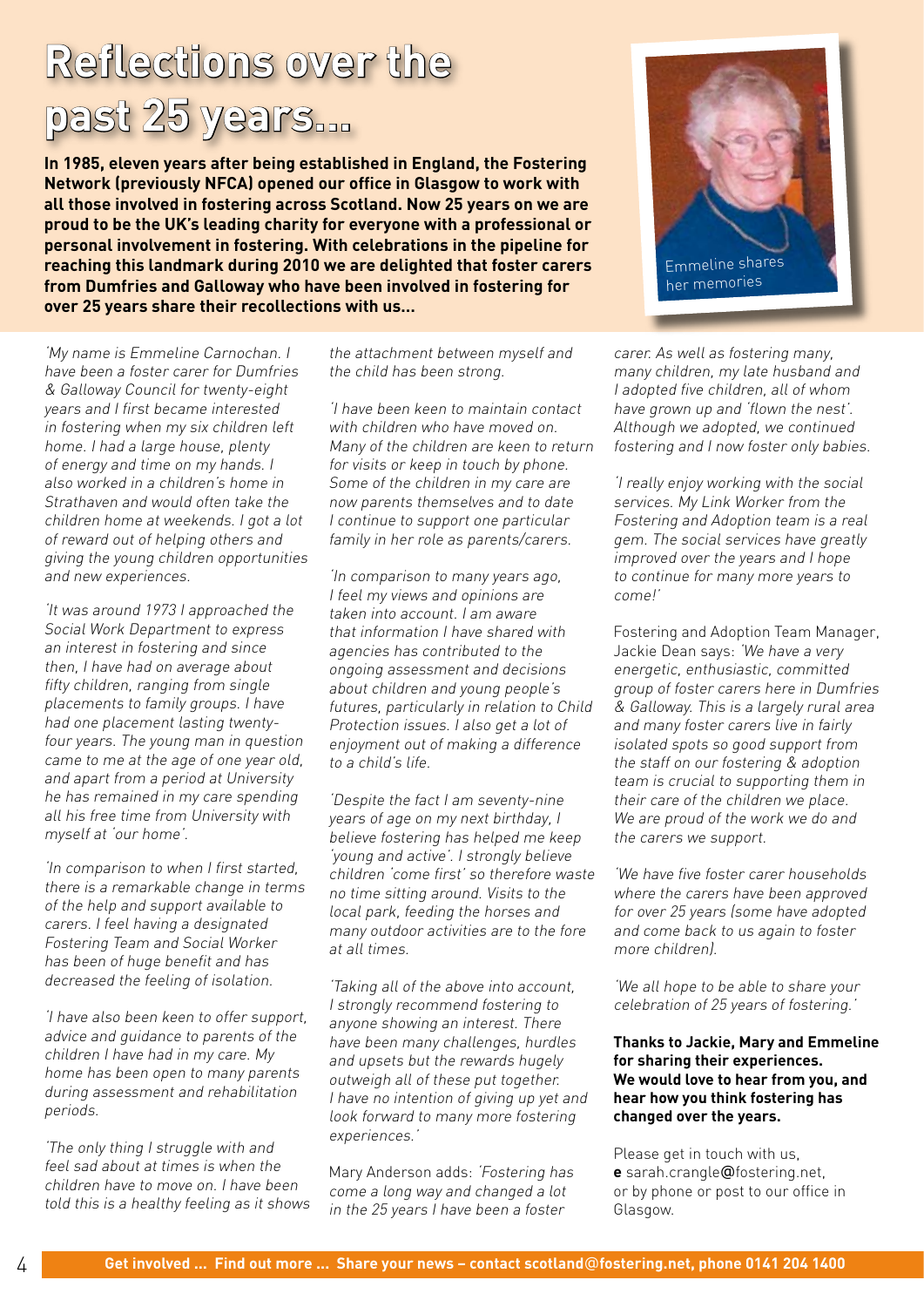# Reflections over the past 25 years...

**In 1985, eleven years after being established in England, the Fostering Network (previously NFCA) opened our office in Glasgow to work with all those involved in fostering across Scotland. Now 25 years on we are proud to be the UK's leading charity for everyone with a professional or personal involvement in fostering. With celebrations in the pipeline for reaching this landmark during 2010 we are delighted that foster carers from Dumfries and Galloway who have been involved in fostering for over 25 years share their recollections with us...**

Emmeline shares her memories

*'My name is Emmeline Carnochan. I have been a foster carer for Dumfries & Galloway Council for twenty-eight years and I first became interested in fostering when my six children left home. I had a large house, plenty of energy and time on my hands. I also worked in a children's home in Strathaven and would often take the children home at weekends. I got a lot of reward out of helping others and giving the young children opportunities and new experiences.*

*'It was around 1973 I approached the Social Work Department to express an interest in fostering and since then, I have had on average about fifty children, ranging from single placements to family groups. I have had one placement lasting twenty-four years. The young man in question came to me at the age of one year old, and apart from a period at University he has remained in my care spending all his free time from University with myself at 'our home'.*

*'In comparison to when I first started, there is a remarkable change in terms of the help and support available to carers. I feel having a designated Fostering Team and Social Worker has been of huge benefit and has decreased the feeling of isolation.*

*'I have also been keen to offer support, advice and guidance to parents of the children I have had in my care. My home has been open to many parents during assessment and rehabilitation periods.*

*'The only thing I struggle with and feel sad about at times is when the children have to move on. I have been told this is a healthy feeling as it shows the attachment between myself and the child has been strong.*

*'I have been keen to maintain contact with children who have moved on. Many of the children are keen to return for visits or keep in touch by phone. Some of the children in my care are now parents themselves and to date I continue to support one particular family in her role as parents/carers.*

*'In comparison to many years ago, I feel my views and opinions are taken into account. I am aware that information I have shared with agencies has contributed to the ongoing assessment and decisions about children and young people's futures, particularly in relation to Child Protection issues. I also get a lot of enjoyment out of making a difference to a child's life.*

*'Despite the fact I am seventy-nine years of age on my next birthday, I believe fostering has helped me keep 'young and active'. I strongly believe children 'come first' so therefore waste no time sitting around. Visits to the local park, feeding the horses and many outdoor activities are to the fore at all times.*

*'Taking all of the above into account, I strongly recommend fostering to anyone showing an interest. There have been many challenges, hurdles and upsets but the rewards hugely outweigh all of these put together. I have no intention of giving up yet and look forward to many more fostering experiences.'*

Mary Anderson adds: *'Fostering has come a long way and changed a lot in the 25 years I have been a foster carer. As well as fostering many, many children, my late husband and I adopted five children, all of whom have grown up and 'flown the nest'. Although we adopted, we continued fostering and I now foster only babies.*

*'I really enjoy working with the social services. My Link Worker from the Fostering and Adoption team is a real gem. The social services have greatly improved over the years and I hope to continue for many more years to come!'*

Fostering and Adoption Team Manager, Jackie Dean says: *'We have a very energetic, enthusiastic, committed group of foster carers here in Dumfries & Galloway. This is a largely rural area and many foster carers live in fairly isolated spots so good support from the staff on our fostering & adoption team is crucial to supporting them in their care of the children we place. We are proud of the work we do and the carers we support.*

*'We have five foster carer households where the carers have been approved for over 25 years (some have adopted and come back to us again to foster more children).*

*'We all hope to be able to share your celebration of 25 years of fostering.'*

**Thanks to Jackie, Mary and Emmeline for sharing their experiences. We would love to hear from you, and hear how you think fostering has changed over the years.**

Please get in touch with us, **e** sarah.crangle@fostering.net, or by phone or post to our office in Glasgow.

**Get involved ... Find out more ... Share your news – contact scotland@fostering.net, phone 0141 204 1400**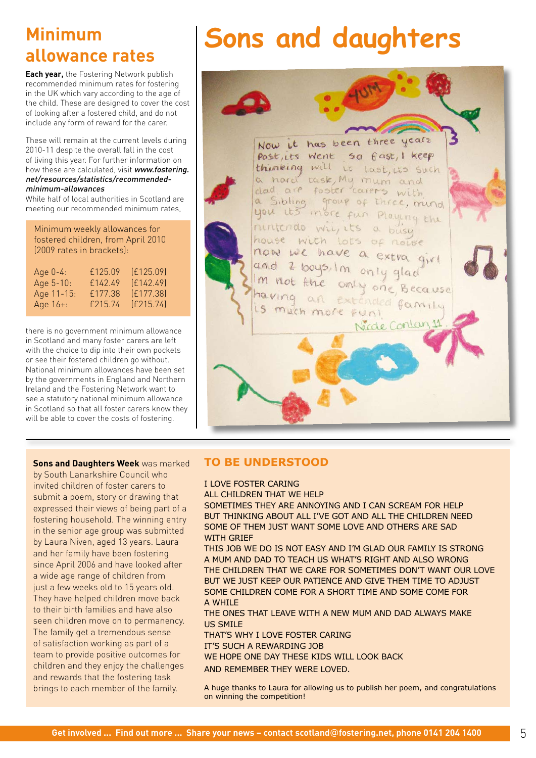## Minimum allowance rates

**Each year,** the Fostering Network publish recommended minimum rates for fostering in the UK which vary according to the age of the child. These are designed to cover the cost of looking after a fostered child, and do not include any form of reward for the carer.

These will remain at the current levels during 2010-11 despite the overall fall in the cost of living this year. For further information on how these are calculated, visit ***www.fostering.net/resources/statistics/recommended-minimum-allowances***

While half of local authorities in Scotland are meeting our recommended minimum rates,

Minimum weekly allowances for fostered children, from April 2010 (2009 rates in brackets):

| | | |
|---|---|---|
| Age 0-4: | £125.09 | (£125.09) |
| Age 5-10: | £142.49 | (£142.49) |
| Age 11-15: | £177.38 | (£177.38) |
| Age 16+: | £215.74 | (£215.74) |

there is no government minimum allowance in Scotland and many foster carers are left with the choice to dip into their own pockets or see their fostered children go without. National minimum allowances have been set by the governments in England and Northern Ireland and the Fostering Network want to see a statutory national minimum allowance in Scotland so that all foster carers know they will be able to cover the costs of fostering.

# Sons and daughters

Now it has been three years past, its went so fast, I keep thinking will it last, its such a hard task, My mum and dad are foster carers with a sibling group of three, mind you its more fun playing the nintendo wii, its a busy house with lots of noise now we have a extra girl and 2 boys, Im only glad Im not the only one, Because having an extended family is much more fun!

Nicole Conlan 11

**Sons and Daughters Week** was marked by South Lanarkshire Council who invited children of foster carers to submit a poem, story or drawing that expressed their views of being part of a fostering household. The winning entry in the senior age group was submitted by Laura Niven, aged 13 years. Laura and her family have been fostering since April 2006 and have looked after a wide age range of children from just a few weeks old to 15 years old. They have helped children move back to their birth families and have also seen children move on to permanency. The family get a tremendous sense of satisfaction working as part of a team to provide positive outcomes for children and they enjoy the challenges and rewards that the fostering task brings to each member of the family.

## TO BE UNDERSTOOD

I LOVE FOSTER CARING
ALL CHILDREN THAT WE HELP
SOMETIMES THEY ARE ANNOYING AND I CAN SCREAM FOR HELP
BUT THINKING ABOUT ALL I'VE GOT AND ALL THE CHILDREN NEED
SOME OF THEM JUST WANT SOME LOVE AND OTHERS ARE SAD WITH GRIEF
THIS JOB WE DO IS NOT EASY AND I'M GLAD OUR FAMILY IS STRONG
A MUM AND DAD TO TEACH US WHAT'S RIGHT AND ALSO WRONG
THE CHILDREN THAT WE CARE FOR SOMETIMES DON'T WANT OUR LOVE
BUT WE JUST KEEP OUR PATIENCE AND GIVE THEM TIME TO ADJUST
SOME CHILDREN COME FOR A SHORT TIME AND SOME COME FOR A WHILE
THE ONES THAT LEAVE WITH A NEW MUM AND DAD ALWAYS MAKE US SMILE
THAT'S WHY I LOVE FOSTER CARING
IT'S SUCH A REWARDING JOB
WE HOPE ONE DAY THESE KIDS WILL LOOK BACK
AND REMEMBER THEY WERE LOVED.

A huge thanks to Laura for allowing us to publish her poem, and congratulations on winning the competition!

**Get involved ... Find out more ... Share your news – contact scotland@fostering.net, phone 0141 204 1400**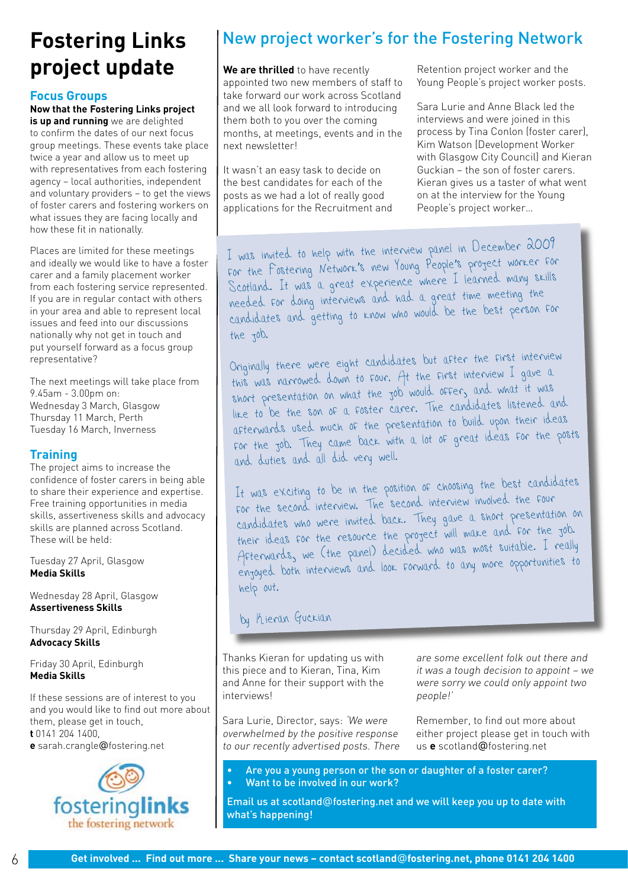# Fostering Links project update

## Focus Groups

**Now that the Fostering Links project is up and running** we are delighted to confirm the dates of our next focus group meetings. These events take place twice a year and allow us to meet up with representatives from each fostering agency – local authorities, independent and voluntary providers – to get the views of foster carers and fostering workers on what issues they are facing locally and how these fit in nationally.

Places are limited for these meetings and ideally we would like to have a foster carer and a family placement worker from each fostering service represented. If you are in regular contact with others in your area and able to represent local issues and feed into our discussions nationally why not get in touch and put yourself forward as a focus group representative?

The next meetings will take place from 9.45am - 3.00pm on:
Wednesday 3 March, Glasgow
Thursday 11 March, Perth
Tuesday 16 March, Inverness

## Training

The project aims to increase the confidence of foster carers in being able to share their experience and expertise. Free training opportunities in media skills, assertiveness skills and advocacy skills are planned across Scotland. These will be held:

Tuesday 27 April, Glasgow
**Media Skills**

Wednesday 28 April, Glasgow
**Assertiveness Skills**

Thursday 29 April, Edinburgh
**Advocacy Skills**

Friday 30 April, Edinburgh
**Media Skills**

If these sessions are of interest to you and you would like to find out more about them, please get in touch,
**t** 0141 204 1400,
**e** sarah.crangle@fostering.net

fosteringlinks
the fostering network

# New project worker's for the Fostering Network

**We are thrilled** to have recently appointed two new members of staff to take forward our work across Scotland and we all look forward to introducing them both to you over the coming months, at meetings, events and in the next newsletter!

It wasn't an easy task to decide on the best candidates for each of the posts as we had a lot of really good applications for the Recruitment and Retention project worker and the Young People's project worker posts.

Sara Lurie and Anne Black led the interviews and were joined in this process by Tina Conlon (foster carer), Kim Watson (Development Worker with Glasgow City Council) and Kieran Guckian – the son of foster carers. Kieran gives us a taster of what went on at the interview for the Young People's project worker...

I was invited to help with the interview panel in December 2009 for the Fostering Network's new Young People's project worker for Scotland. It was a great experience where I learned many skills needed for doing interviews and had a great time meeting the candidates and getting to know who would be the best person for the job.

Originally there were eight candidates but after the first interview this was narrowed down to four. At the first interview I gave a short presentation on what the job would offer, and what it was like to be the son of a foster carer. The candidates listened and afterwards used much of the presentation to build upon their ideas for the job. They came back with a lot of great ideas for the posts and duties and all did very well.

It was exciting to be in the position of choosing the best candidates for the second interview. The second interview involved the four candidates who were invited back. They gave a short presentation on their ideas for the resource the project will make and for the job. Afterwards, we (the panel) decided who was most suitable. I really enjoyed both interviews and look forward to any more opportunities to help out.

by Kieran Guckian

Thanks Kieran for updating us with this piece and to Kieran, Tina, Kim and Anne for their support with the interviews!

Sara Lurie, Director, says: *'We were overwhelmed by the positive response to our recently advertised posts. There are some excellent folk out there and it was a tough decision to appoint – we were sorry we could only appoint two people!'*

Remember, to find out more about either project please get in touch with us **e** scotland@fostering.net

- **Are you a young person or the son or daughter of a foster carer?**
- **Want to be involved in our work?**

**Email us at scotland@fostering.net and we will keep you up to date with what's happening!**

**Get involved ... Find out more ... Share your news – contact scotland@fostering.net, phone 0141 204 1400**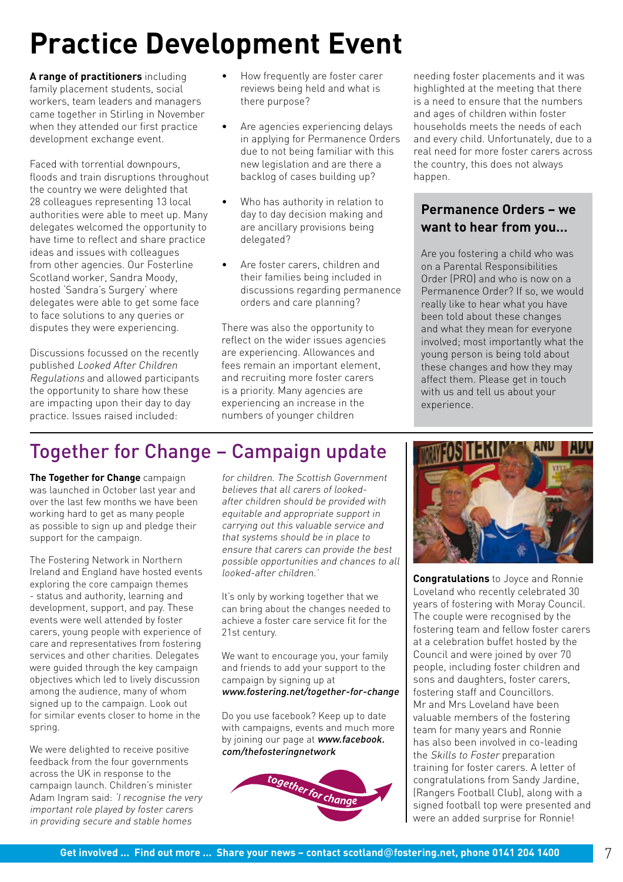# Practice Development Event

**A range of practitioners** including family placement students, social workers, team leaders and managers came together in Stirling in November when they attended our first practice development exchange event.

Faced with torrential downpours, floods and train disruptions throughout the country we were delighted that 28 colleagues representing 13 local authorities were able to meet up. Many delegates welcomed the opportunity to have time to reflect and share practice ideas and issues with colleagues from other agencies. Our Fosterline Scotland worker, Sandra Moody, hosted 'Sandra's Surgery' where delegates were able to get some face to face solutions to any queries or disputes they were experiencing.

Discussions focussed on the recently published *Looked After Children Regulations* and allowed participants the opportunity to share how these are impacting upon their day to day practice. Issues raised included:

- How frequently are foster carer reviews being held and what is there purpose?
- Are agencies experiencing delays in applying for Permanence Orders due to not being familiar with this new legislation and are there a backlog of cases building up?
- Who has authority in relation to day to day decision making and are ancillary provisions being delegated?
- Are foster carers, children and their families being included in discussions regarding permanence orders and care planning?

There was also the opportunity to reflect on the wider issues agencies are experiencing. Allowances and fees remain an important element, and recruiting more foster carers is a priority. Many agencies are experiencing an increase in the numbers of younger children needing foster placements and it was highlighted at the meeting that there is a need to ensure that the numbers and ages of children within foster households meets the needs of each and every child. Unfortunately, due to a real need for more foster carers across the country, this does not always happen.

### Permanence Orders – we want to hear from you...

Are you fostering a child who was on a Parental Responsibilities Order (PRO) and who is now on a Permanence Order? If so, we would really like to hear what you have been told about these changes and what they mean for everyone involved; most importantly what the young person is being told about these changes and how they may affect them. Please get in touch with us and tell us about your experience.

## Together for Change – Campaign update

**The Together for Change** campaign was launched in October last year and over the last few months we have been working hard to get as many people as possible to sign up and pledge their support for the campaign.

The Fostering Network in Northern Ireland and England have hosted events exploring the core campaign themes - status and authority, learning and development, support, and pay. These events were well attended by foster carers, young people with experience of care and representatives from fostering services and other charities. Delegates were guided through the key campaign objectives which led to lively discussion among the audience, many of whom signed up to the campaign. Look out for similar events closer to home in the spring.

We were delighted to receive positive feedback from the four governments across the UK in response to the campaign launch. Children's minister Adam Ingram said: *'I recognise the very important role played by foster carers in providing secure and stable homes for children. The Scottish Government believes that all carers of looked-after children should be provided with equitable and appropriate support in carrying out this valuable service and that systems should be in place to ensure that carers can provide the best possible opportunities and chances to all looked-after children.'*

It's only by working together that we can bring about the changes needed to achieve a foster care service fit for the 21st century.

We want to encourage you, your family and friends to add your support to the campaign by signing up at ***www.fostering.net/together-for-change***

Do you use facebook? Keep up to date with campaigns, events and much more by joining our page at ***www.facebook.com/thefosteringnetwork***

together for change

**Congratulations** to Joyce and Ronnie Loveland who recently celebrated 30 years of fostering with Moray Council. The couple were recognised by the fostering team and fellow foster carers at a celebration buffet hosted by the Council and were joined by over 70 people, including foster children and sons and daughters, foster carers, fostering staff and Councillors. Mr and Mrs Loveland have been valuable members of the fostering team for many years and Ronnie has also been involved in co-leading the *Skills to Foster* preparation training for foster carers. A letter of congratulations from Sandy Jardine, (Rangers Football Club), along with a signed football top were presented and were an added surprise for Ronnie!

**Get involved ... Find out more ... Share your news – contact scotland@fostering.net, phone 0141 204 1400**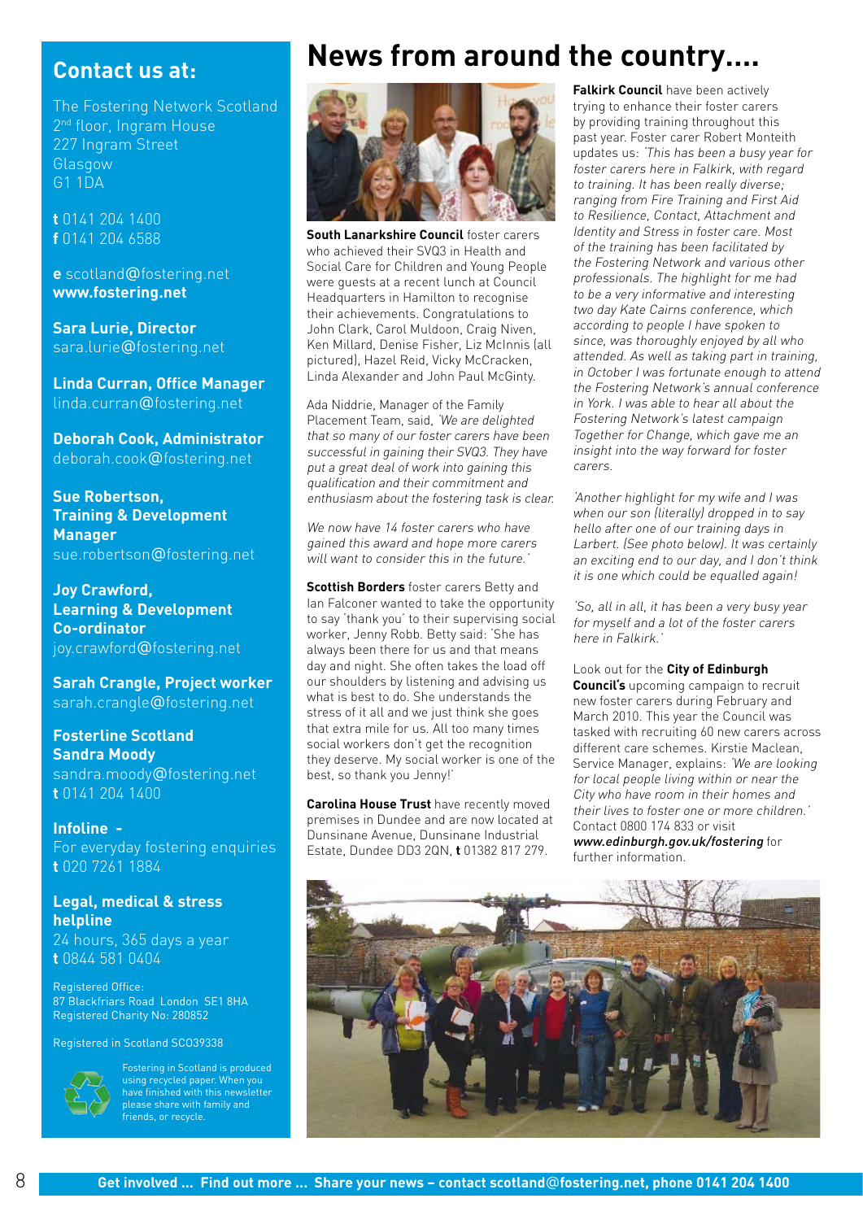## Contact us at:

The Fostering Network Scotland
2nd floor, Ingram House
227 Ingram Street
Glasgow
G1 1DA

**t** 0141 204 1400
**f** 0141 204 6588

**e** scotland@fostering.net
**www.fostering.net**

**Sara Lurie, Director**
sara.lurie@fostering.net

**Linda Curran, Office Manager**
linda.curran@fostering.net

**Deborah Cook, Administrator**
deborah.cook@fostering.net

**Sue Robertson, Training & Development Manager**
sue.robertson@fostering.net

**Joy Crawford, Learning & Development Co-ordinator**
joy.crawford@fostering.net

**Sarah Crangle, Project worker**
sarah.crangle@fostering.net

**Fosterline Scotland Sandra Moody**
sandra.moody@fostering.net
**t** 0141 204 1400

**Infoline -**
For everyday fostering enquiries
**t** 020 7261 1884

**Legal, medical & stress helpline**
24 hours, 365 days a year
**t** 0844 581 0404

Registered Office:
87 Blackfriars Road London SE1 8HA
Registered Charity No: 280852

Registered in Scotland SC039338

Fostering in Scotland is produced using recycled paper. When you have finished with this newsletter please share with family and friends, or recycle.

# News from around the country....

**South Lanarkshire Council** foster carers who achieved their SVQ3 in Health and Social Care for Children and Young People were guests at a recent lunch at Council Headquarters in Hamilton to recognise their achievements. Congratulations to John Clark, Carol Muldoon, Craig Niven, Ken Millard, Denise Fisher, Liz McInnis (all pictured), Hazel Reid, Vicky McCracken, Linda Alexander and John Paul McGinty.

Ada Niddrie, Manager of the Family Placement Team, said, *'We are delighted that so many of our foster carers have been successful in gaining their SVQ3. They have put a great deal of work into gaining this qualification and their commitment and enthusiasm about the fostering task is clear.*

*We now have 14 foster carers who have gained this award and hope more carers will want to consider this in the future.'*

**Scottish Borders** foster carers Betty and Ian Falconer wanted to take the opportunity to say 'thank you' to their supervising social worker, Jenny Robb. Betty said: 'She has always been there for us and that means day and night. She often takes the load off our shoulders by listening and advising us what is best to do. She understands the stress of it all and we just think she goes that extra mile for us. All too many times social workers don't get the recognition they deserve. My social worker is one of the best, so thank you Jenny!'

**Carolina House Trust** have recently moved premises in Dundee and are now located at Dunsinane Avenue, Dunsinane Industrial Estate, Dundee DD3 2QN, **t** 01382 817 279.

**Falkirk Council** have been actively trying to enhance their foster carers by providing training throughout this past year. Foster carer Robert Monteith updates us: *'This has been a busy year for foster carers here in Falkirk, with regard to training. It has been really diverse; ranging from Fire Training and First Aid to Resilience, Contact, Attachment and Identity and Stress in foster care. Most of the training has been facilitated by the Fostering Network and various other professionals. The highlight for me had to be a very informative and interesting two day Kate Cairns conference, which according to people I have spoken to since, was thoroughly enjoyed by all who attended. As well as taking part in training, in October I was fortunate enough to attend the Fostering Network's annual conference in York. I was able to hear all about the Fostering Network's latest campaign Together for Change, which gave me an insight into the way forward for foster carers.*

*'Another highlight for my wife and I was when our son (literally) dropped in to say hello after one of our training days in Larbert. (See photo below). It was certainly an exciting end to our day, and I don't think it is one which could be equalled again!*

*'So, all in all, it has been a very busy year for myself and a lot of the foster carers here in Falkirk.'*

Look out for the **City of Edinburgh Council's** upcoming campaign to recruit new foster carers during February and March 2010. This year the Council was tasked with recruiting 60 new carers across different care schemes. Kirstie Maclean, Service Manager, explains: *'We are looking for local people living within or near the City who have room in their homes and their lives to foster one or more children.'* Contact 0800 174 833 or visit ***www.edinburgh.gov.uk/fostering*** for further information.

**Get involved ... Find out more ... Share your news – contact scotland@fostering.net, phone 0141 204 1400**